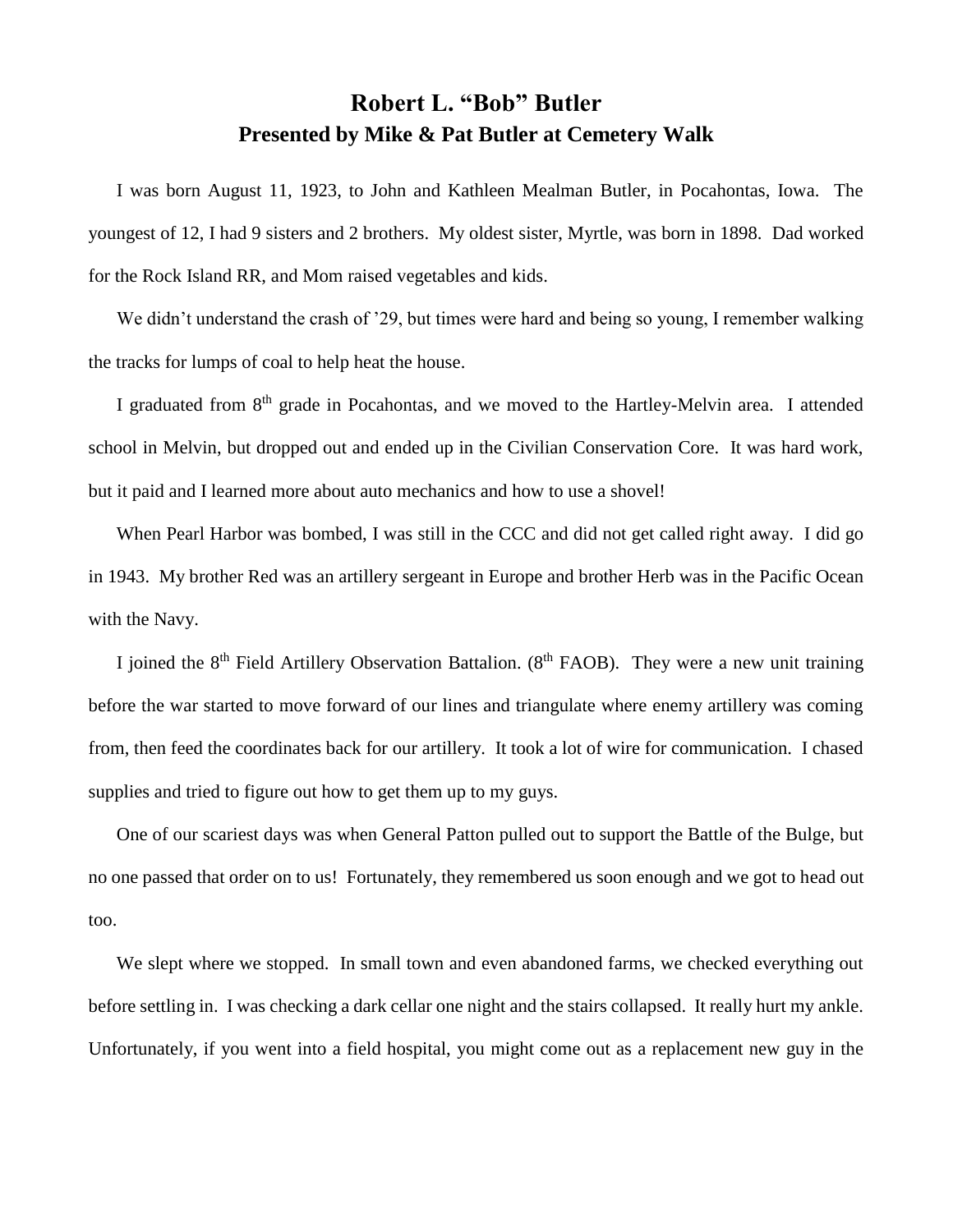# Robert L. "Bob" Butler
## Presented by Mike & Pat Butler at Cemetery Walk

I was born August 11, 1923, to John and Kathleen Mealman Butler, in Pocahontas, Iowa. The youngest of 12, I had 9 sisters and 2 brothers. My oldest sister, Myrtle, was born in 1898. Dad worked for the Rock Island RR, and Mom raised vegetables and kids.

We didn't understand the crash of '29, but times were hard and being so young, I remember walking the tracks for lumps of coal to help heat the house.

I graduated from 8th grade in Pocahontas, and we moved to the Hartley-Melvin area. I attended school in Melvin, but dropped out and ended up in the Civilian Conservation Core. It was hard work, but it paid and I learned more about auto mechanics and how to use a shovel!

When Pearl Harbor was bombed, I was still in the CCC and did not get called right away. I did go in 1943. My brother Red was an artillery sergeant in Europe and brother Herb was in the Pacific Ocean with the Navy.

I joined the 8th Field Artillery Observation Battalion. (8th FAOB). They were a new unit training before the war started to move forward of our lines and triangulate where enemy artillery was coming from, then feed the coordinates back for our artillery. It took a lot of wire for communication. I chased supplies and tried to figure out how to get them up to my guys.

One of our scariest days was when General Patton pulled out to support the Battle of the Bulge, but no one passed that order on to us! Fortunately, they remembered us soon enough and we got to head out too.

We slept where we stopped. In small town and even abandoned farms, we checked everything out before settling in. I was checking a dark cellar one night and the stairs collapsed. It really hurt my ankle. Unfortunately, if you went into a field hospital, you might come out as a replacement new guy in the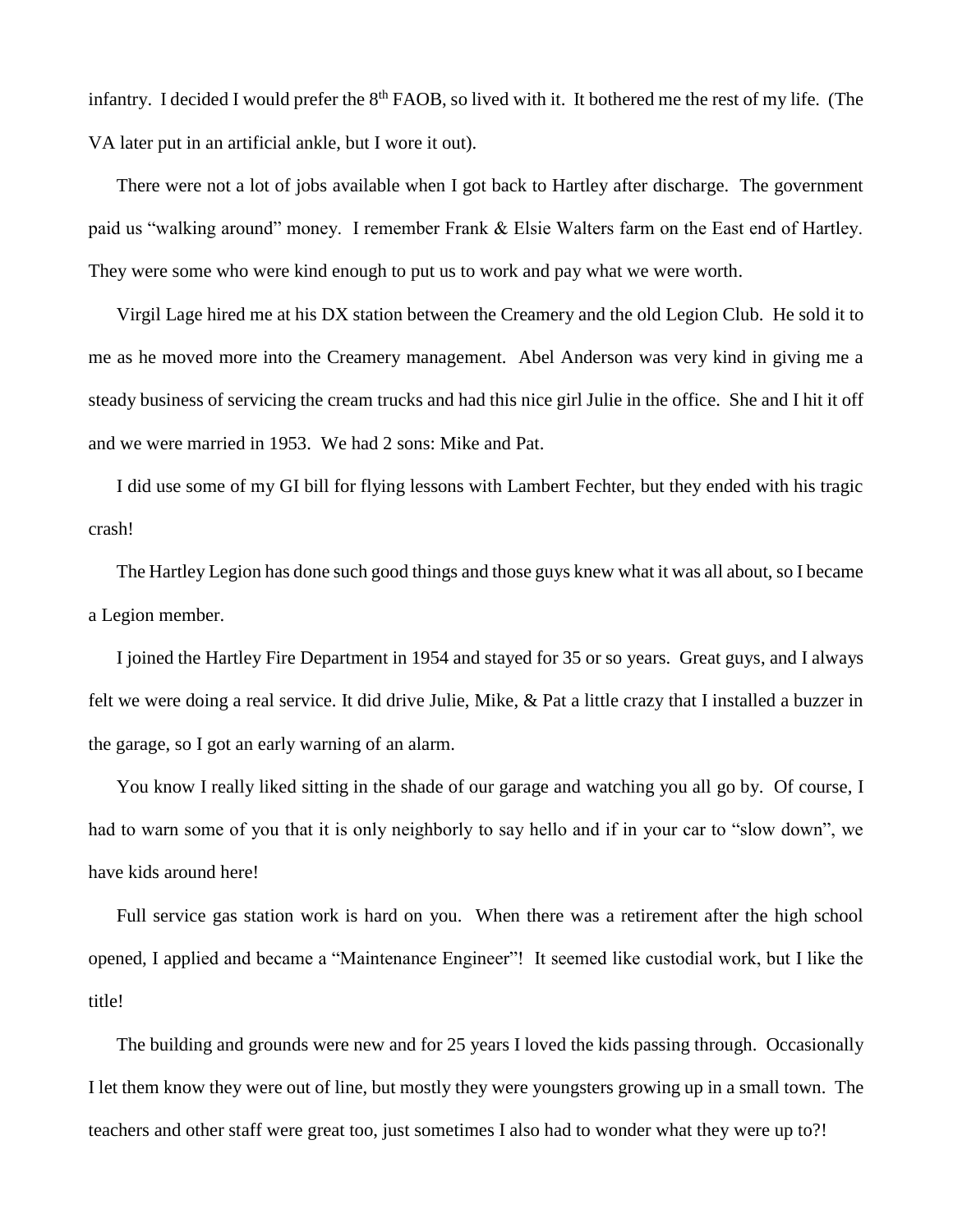infantry. I decided I would prefer the 8th FAOB, so lived with it. It bothered me the rest of my life. (The VA later put in an artificial ankle, but I wore it out).

There were not a lot of jobs available when I got back to Hartley after discharge. The government paid us "walking around" money. I remember Frank & Elsie Walters farm on the East end of Hartley. They were some who were kind enough to put us to work and pay what we were worth.

Virgil Lage hired me at his DX station between the Creamery and the old Legion Club. He sold it to me as he moved more into the Creamery management. Abel Anderson was very kind in giving me a steady business of servicing the cream trucks and had this nice girl Julie in the office. She and I hit it off and we were married in 1953. We had 2 sons: Mike and Pat.

I did use some of my GI bill for flying lessons with Lambert Fechter, but they ended with his tragic crash!

The Hartley Legion has done such good things and those guys knew what it was all about, so I became a Legion member.

I joined the Hartley Fire Department in 1954 and stayed for 35 or so years. Great guys, and I always felt we were doing a real service. It did drive Julie, Mike, & Pat a little crazy that I installed a buzzer in the garage, so I got an early warning of an alarm.

You know I really liked sitting in the shade of our garage and watching you all go by. Of course, I had to warn some of you that it is only neighborly to say hello and if in your car to "slow down", we have kids around here!

Full service gas station work is hard on you. When there was a retirement after the high school opened, I applied and became a "Maintenance Engineer"! It seemed like custodial work, but I like the title!

The building and grounds were new and for 25 years I loved the kids passing through. Occasionally I let them know they were out of line, but mostly they were youngsters growing up in a small town. The teachers and other staff were great too, just sometimes I also had to wonder what they were up to?!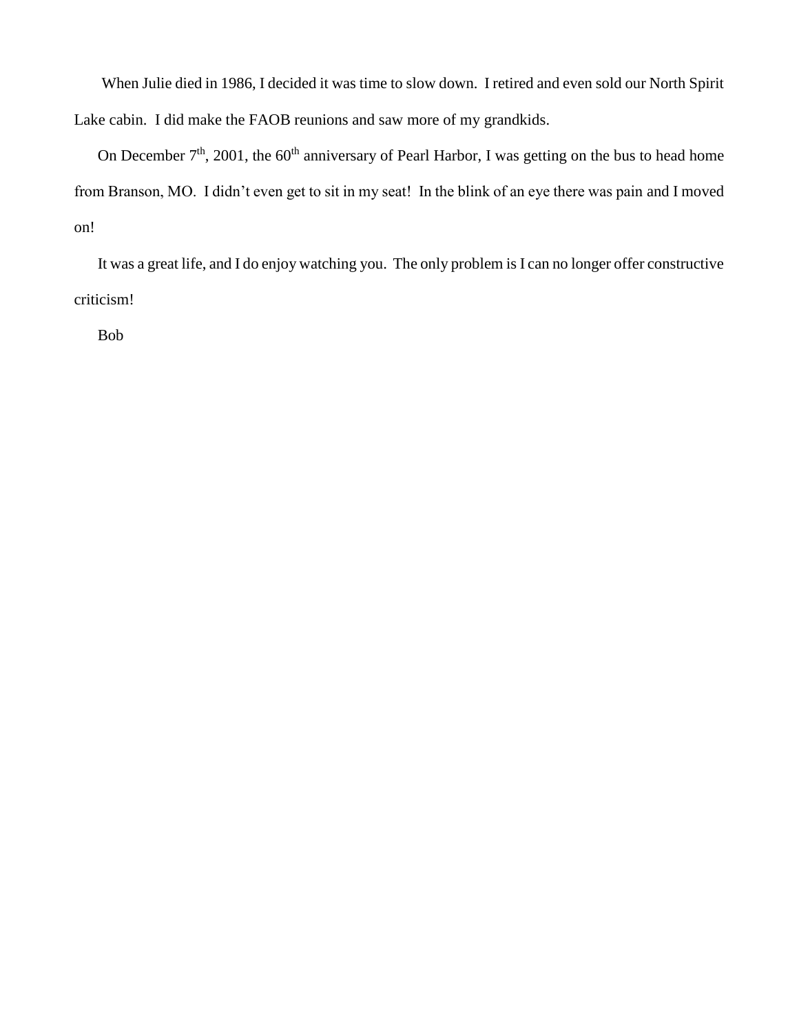When Julie died in 1986, I decided it was time to slow down. I retired and even sold our North Spirit Lake cabin. I did make the FAOB reunions and saw more of my grandkids.

On December 7th, 2001, the 60th anniversary of Pearl Harbor, I was getting on the bus to head home from Branson, MO. I didn't even get to sit in my seat! In the blink of an eye there was pain and I moved on!

It was a great life, and I do enjoy watching you. The only problem is I can no longer offer constructive criticism!

Bob